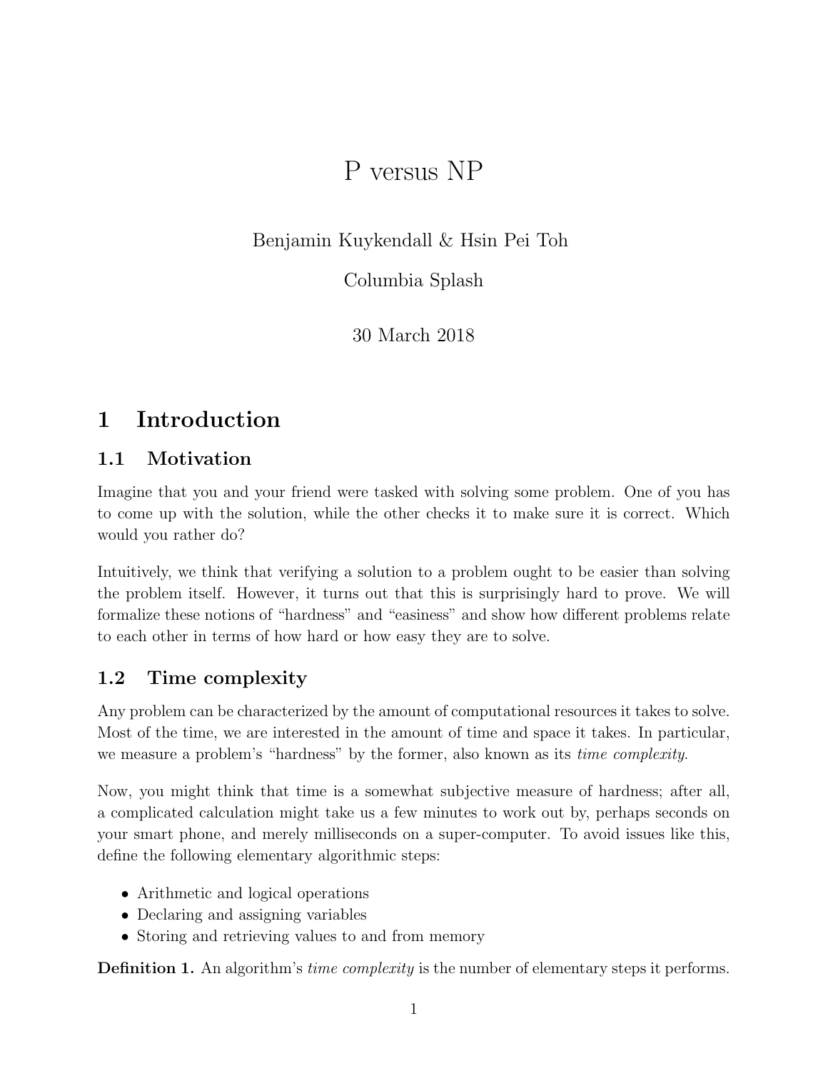# P versus NP

Benjamin Kuykendall & Hsin Pei Toh

Columbia Splash

30 March 2018

## 1 Introduction

### 1.1 Motivation

Imagine that you and your friend were tasked with solving some problem. One of you has to come up with the solution, while the other checks it to make sure it is correct. Which would you rather do?

Intuitively, we think that verifying a solution to a problem ought to be easier than solving the problem itself. However, it turns out that this is surprisingly hard to prove. We will formalize these notions of "hardness" and "easiness" and show how different problems relate to each other in terms of how hard or how easy they are to solve.

### 1.2 Time complexity

Any problem can be characterized by the amount of computational resources it takes to solve. Most of the time, we are interested in the amount of time and space it takes. In particular, we measure a problem's "hardness" by the former, also known as its *time complexity*.

Now, you might think that time is a somewhat subjective measure of hardness; after all, a complicated calculation might take us a few minutes to work out by, perhaps seconds on your smart phone, and merely milliseconds on a super-computer. To avoid issues like this, define the following elementary algorithmic steps:

- Arithmetic and logical operations
- Declaring and assigning variables
- Storing and retrieving values to and from memory

**Definition 1.** An algorithm's *time complexity* is the number of elementary steps it performs.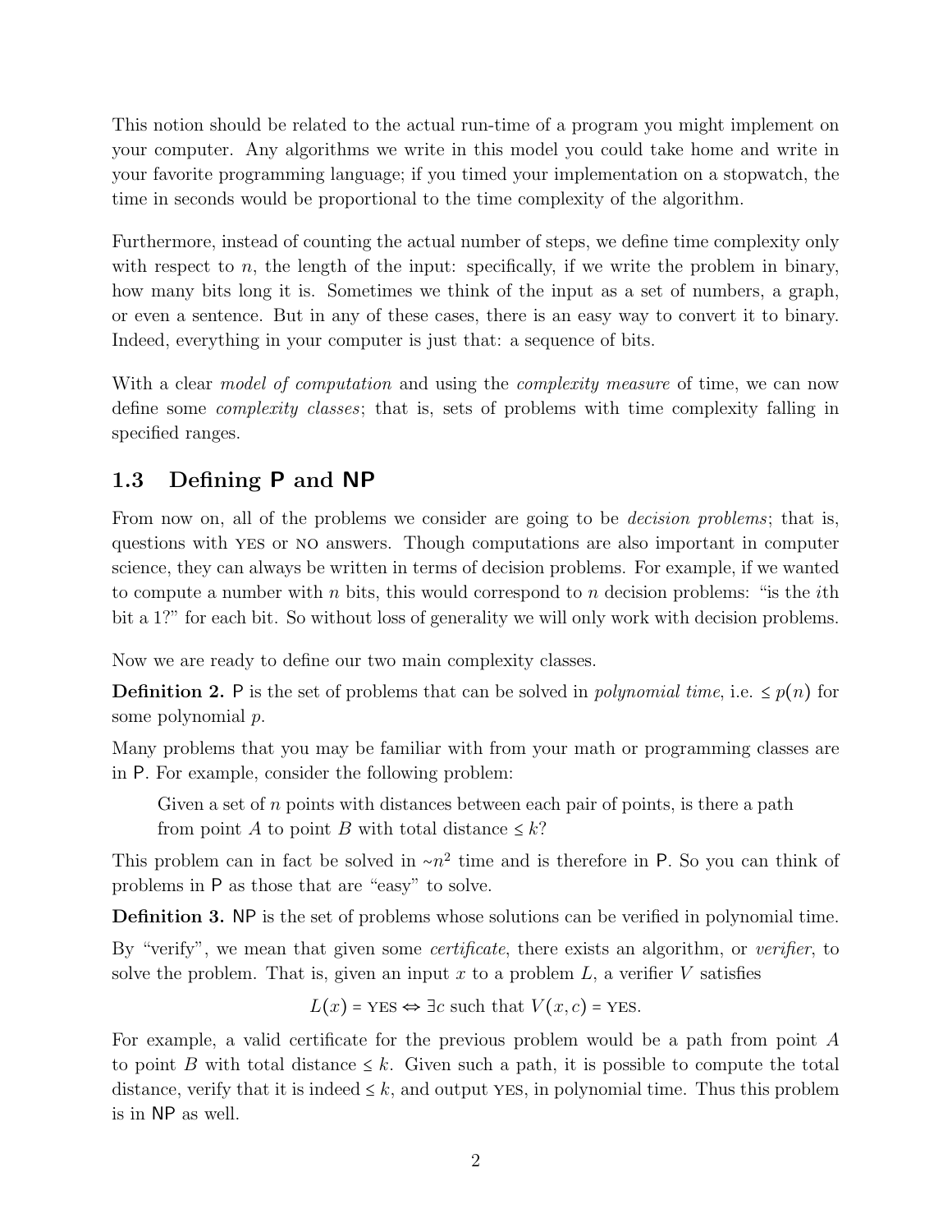This notion should be related to the actual run-time of a program you might implement on your computer. Any algorithms we write in this model you could take home and write in your favorite programming language; if you timed your implementation on a stopwatch, the time in seconds would be proportional to the time complexity of the algorithm.

Furthermore, instead of counting the actual number of steps, we define time complexity only with respect to $n$, the length of the input: specifically, if we write the problem in binary, how many bits long it is. Sometimes we think of the input as a set of numbers, a graph, or even a sentence. But in any of these cases, there is an easy way to convert it to binary. Indeed, everything in your computer is just that: a sequence of bits.

With a clear *model of computation* and using the *complexity measure* of time, we can now define some *complexity classes*; that is, sets of problems with time complexity falling in specified ranges.

## 1.3 Defining P and NP

From now on, all of the problems we consider are going to be *decision problems*; that is, questions with YES or NO answers. Though computations are also important in computer science, they can always be written in terms of decision problems. For example, if we wanted to compute a number with $n$ bits, this would correspond to $n$ decision problems: "is the $i$th bit a 1?" for each bit. So without loss of generality we will only work with decision problems.

Now we are ready to define our two main complexity classes.

**Definition 2.** P is the set of problems that can be solved in *polynomial time*, i.e. $\leq p(n)$ for some polynomial $p$.

Many problems that you may be familiar with from your math or programming classes are in P. For example, consider the following problem:

> Given a set of $n$ points with distances between each pair of points, is there a path from point $A$ to point $B$ with total distance $\leq k$?

This problem can in fact be solved in $\sim n^2$ time and is therefore in P. So you can think of problems in P as those that are "easy" to solve.

**Definition 3.** NP is the set of problems whose solutions can be verified in polynomial time.

By "verify", we mean that given some *certificate*, there exists an algorithm, or *verifier*, to solve the problem. That is, given an input $x$ to a problem $L$, a verifier $V$ satisfies

$$L(x) = \text{YES} \Leftrightarrow \exists c \text{ such that } V(x, c) = \text{YES}.$$

For example, a valid certificate for the previous problem would be a path from point $A$ to point $B$ with total distance $\leq k$. Given such a path, it is possible to compute the total distance, verify that it is indeed $\leq k$, and output YES, in polynomial time. Thus this problem is in NP as well.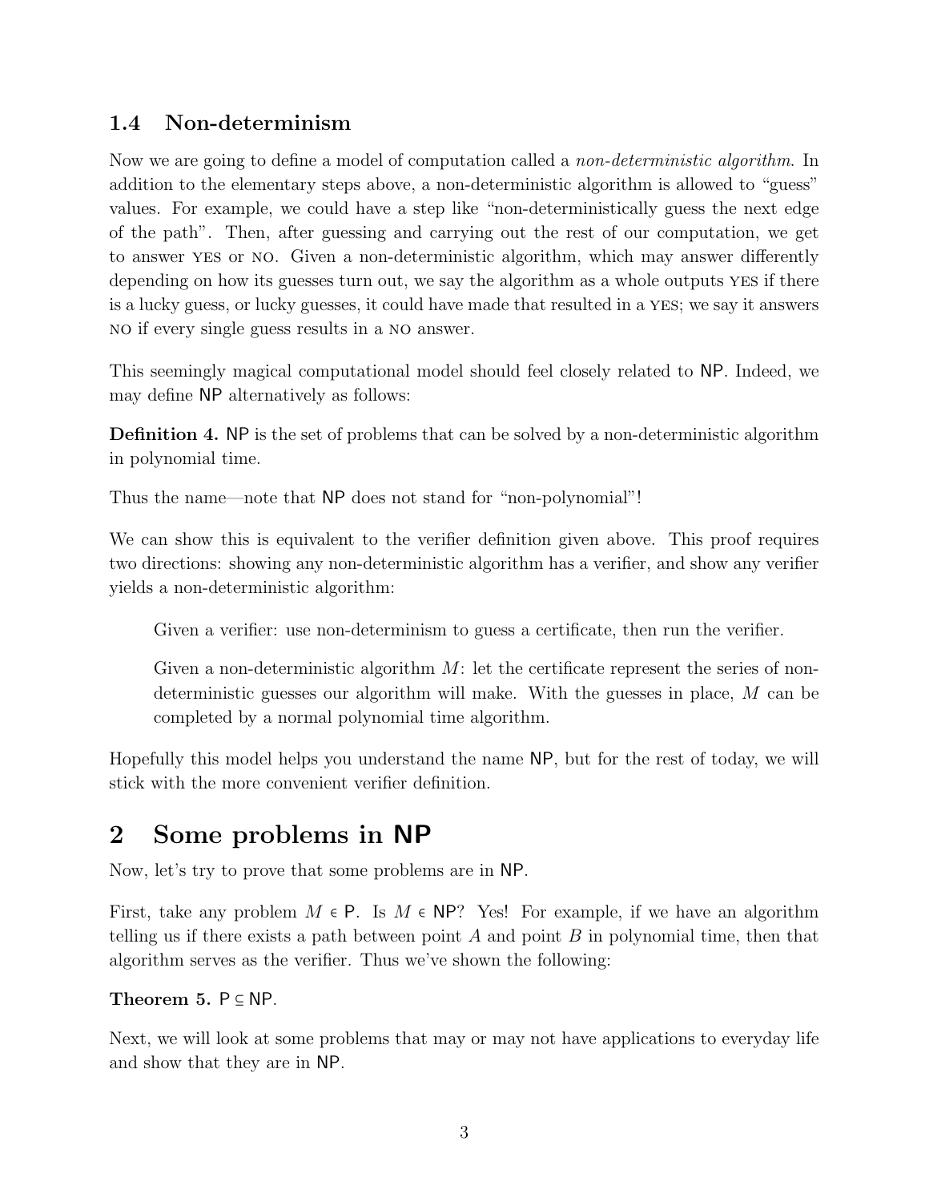### 1.4 Non-determinism

Now we are going to define a model of computation called a *non-deterministic algorithm*. In addition to the elementary steps above, a non-deterministic algorithm is allowed to "guess" values. For example, we could have a step like "non-deterministically guess the next edge of the path". Then, after guessing and carrying out the rest of our computation, we get to answer YES or NO. Given a non-deterministic algorithm, which may answer differently depending on how its guesses turn out, we say the algorithm as a whole outputs YES if there is a lucky guess, or lucky guesses, it could have made that resulted in a YES; we say it answers NO if every single guess results in a NO answer.

This seemingly magical computational model should feel closely related to NP. Indeed, we may define NP alternatively as follows:

**Definition 4.** NP is the set of problems that can be solved by a non-deterministic algorithm in polynomial time.

Thus the name—note that NP does not stand for "non-polynomial"!

We can show this is equivalent to the verifier definition given above. This proof requires two directions: showing any non-deterministic algorithm has a verifier, and show any verifier yields a non-deterministic algorithm:

> Given a verifier: use non-determinism to guess a certificate, then run the verifier.
>
> Given a non-deterministic algorithm $M$: let the certificate represent the series of non-deterministic guesses our algorithm will make. With the guesses in place, $M$ can be completed by a normal polynomial time algorithm.

Hopefully this model helps you understand the name NP, but for the rest of today, we will stick with the more convenient verifier definition.

## 2 Some problems in NP

Now, let's try to prove that some problems are in NP.

First, take any problem $M \in \mathsf{P}$. Is $M \in \mathsf{NP}$? Yes! For example, if we have an algorithm telling us if there exists a path between point $A$ and point $B$ in polynomial time, then that algorithm serves as the verifier. Thus we've shown the following:

**Theorem 5.** $\mathsf{P} \subseteq \mathsf{NP}$.

Next, we will look at some problems that may or may not have applications to everyday life and show that they are in NP.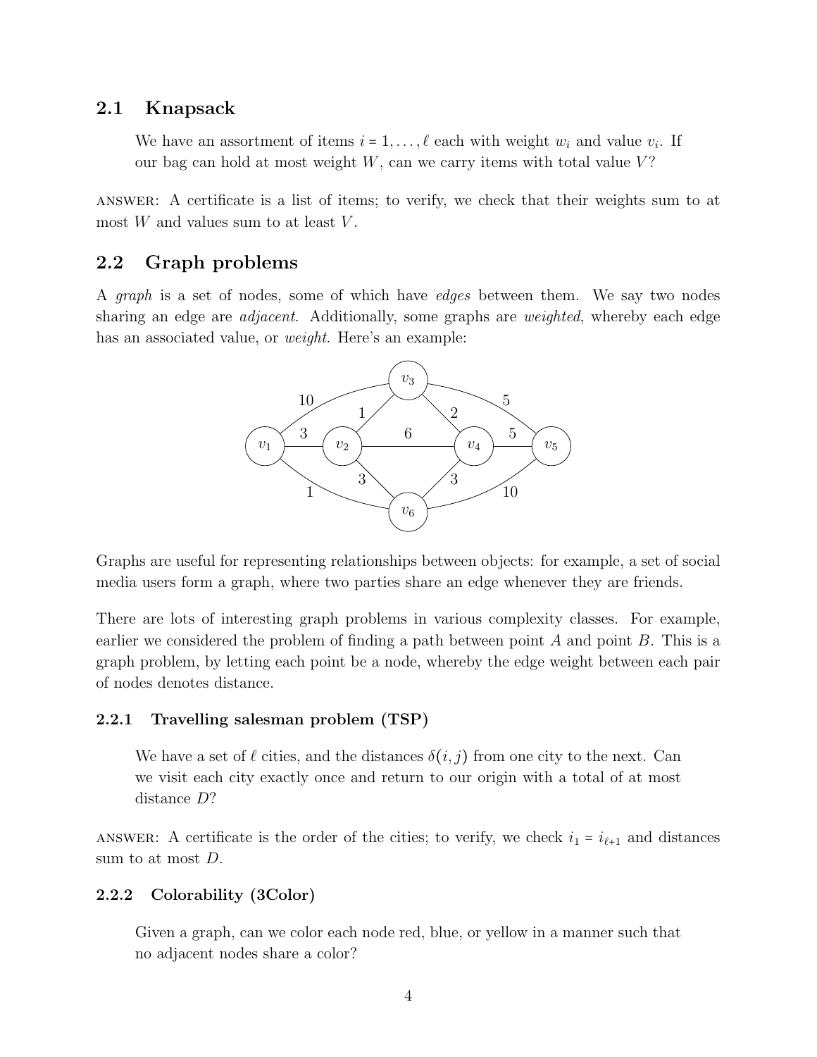## 2.1 Knapsack

> We have an assortment of items $i = 1, \ldots, \ell$ each with weight $w_i$ and value $v_i$. If our bag can hold at most weight $W$, can we carry items with total value $V$?

ANSWER: A certificate is a list of items; to verify, we check that their weights sum to at most $W$ and values sum to at least $V$.

## 2.2 Graph problems

A *graph* is a set of nodes, some of which have *edges* between them. We say two nodes sharing an edge are *adjacent*. Additionally, some graphs are *weighted*, whereby each edge has an associated value, or *weight*. Here's an example:

Graphs are useful for representing relationships between objects: for example, a set of social media users form a graph, where two parties share an edge whenever they are friends.

There are lots of interesting graph problems in various complexity classes. For example, earlier we considered the problem of finding a path between point $A$ and point $B$. This is a graph problem, by letting each point be a node, whereby the edge weight between each pair of nodes denotes distance.

### 2.2.1 Travelling salesman problem (TSP)

> We have a set of $\ell$ cities, and the distances $\delta(i, j)$ from one city to the next. Can we visit each city exactly once and return to our origin with a total of at most distance $D$?

ANSWER: A certificate is the order of the cities; to verify, we check $i_1 = i_{\ell+1}$ and distances sum to at most $D$.

### 2.2.2 Colorability (3Color)

> Given a graph, can we color each node red, blue, or yellow in a manner such that no adjacent nodes share a color?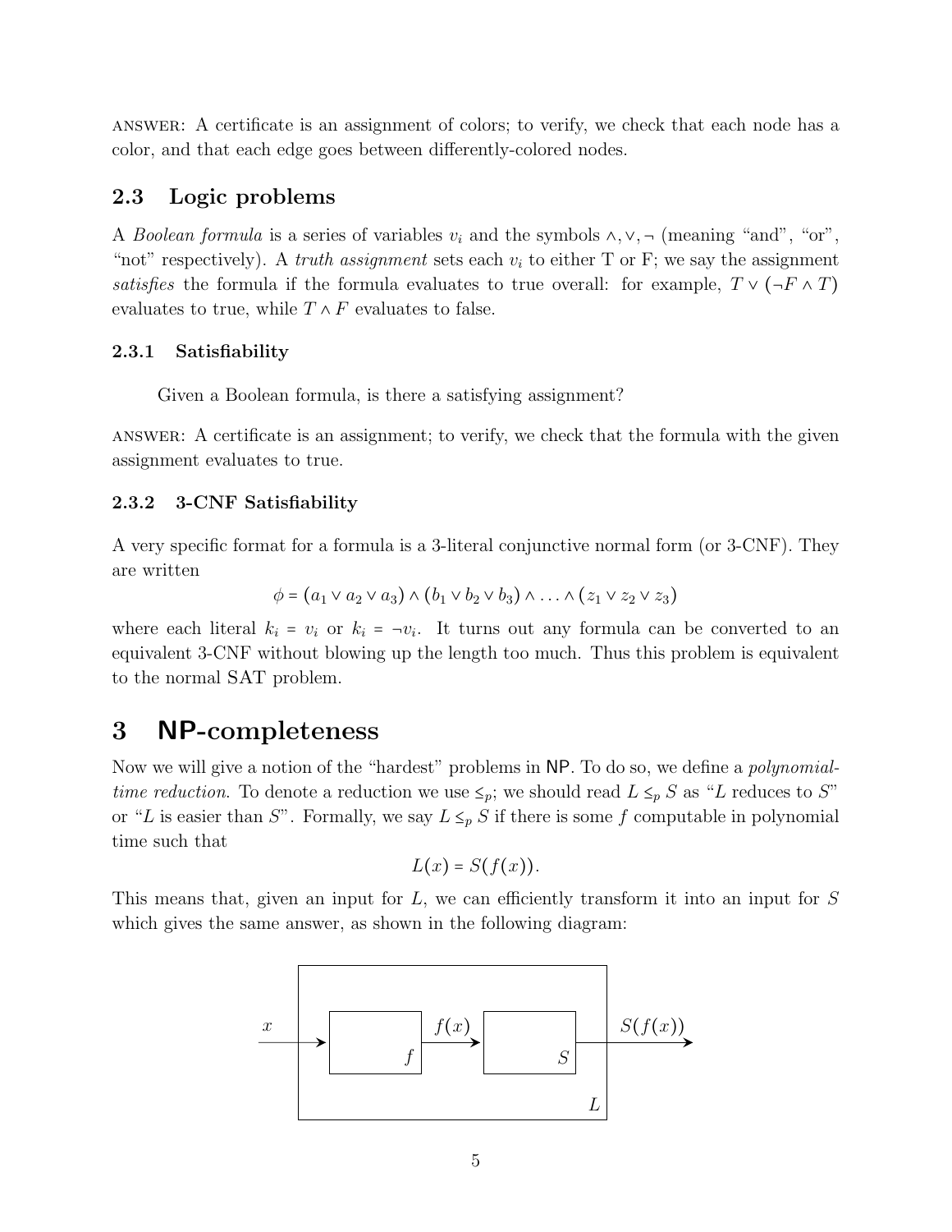ANSWER: A certificate is an assignment of colors; to verify, we check that each node has a color, and that each edge goes between differently-colored nodes.

### 2.3 Logic problems

A *Boolean formula* is a series of variables $v_i$ and the symbols $\wedge, \vee, \neg$ (meaning "and", "or", "not" respectively). A *truth assignment* sets each $v_i$ to either T or F; we say the assignment *satisfies* the formula if the formula evaluates to true overall: for example, $T \vee (\neg F \wedge T)$ evaluates to true, while $T \wedge F$ evaluates to false.

#### 2.3.1 Satisfiability

> Given a Boolean formula, is there a satisfying assignment?

ANSWER: A certificate is an assignment; to verify, we check that the formula with the given assignment evaluates to true.

#### 2.3.2 3-CNF Satisfiability

A very specific format for a formula is a 3-literal conjunctive normal form (or 3-CNF). They are written

$$\phi = (a_1 \vee a_2 \vee a_3) \wedge (b_1 \vee b_2 \vee b_3) \wedge \ldots \wedge (z_1 \vee z_2 \vee z_3)$$

where each literal $k_i = v_i$ or $k_i = \neg v_i$. It turns out any formula can be converted to an equivalent 3-CNF without blowing up the length too much. Thus this problem is equivalent to the normal SAT problem.

## 3 NP-completeness

Now we will give a notion of the "hardest" problems in NP. To do so, we define a *polynomial-time reduction*. To denote a reduction we use $\leq_p$; we should read $L \leq_p S$ as "$L$ reduces to $S$" or "$L$ is easier than $S$". Formally, we say $L \leq_p S$ if there is some $f$ computable in polynomial time such that

$$L(x) = S(f(x)).$$

This means that, given an input for $L$, we can efficiently transform it into an input for $S$ which gives the same answer, as shown in the following diagram:

```
        +----------------------------------+
   x    |  +-------+  f(x)  +-------+      |  S(f(x))
 -------+->|     f |------->|     S |------+--------->
        |  +-------+        +-------+      |
        |                                L |
        +----------------------------------+
```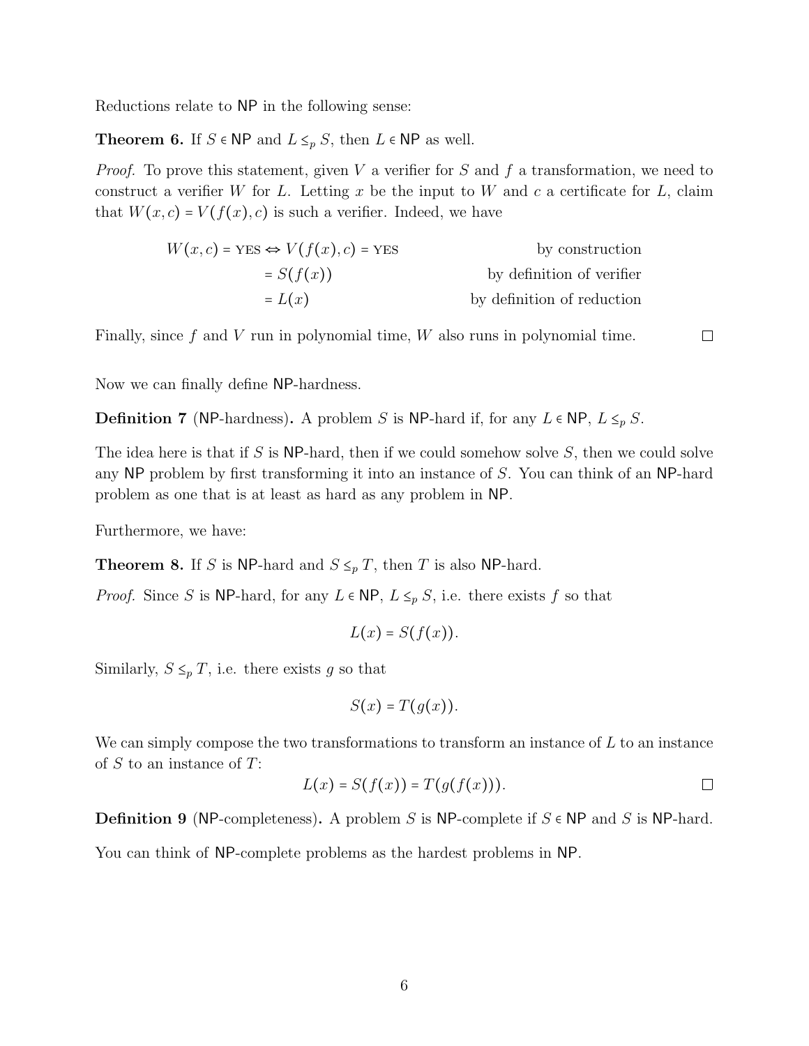Reductions relate to $\mathsf{NP}$ in the following sense:

**Theorem 6.** If $S \in \mathsf{NP}$ and $L \leq_p S$, then $L \in \mathsf{NP}$ as well.

*Proof.* To prove this statement, given $V$ a verifier for $S$ and $f$ a transformation, we need to construct a verifier $W$ for $L$. Letting $x$ be the input to $W$ and $c$ a certificate for $L$, claim that $W(x,c) = V(f(x),c)$ is such a verifier. Indeed, we have

$$
\begin{aligned}
W(x,c) = \text{YES} \Leftrightarrow V(f(x),c) &= \text{YES} && \text{by construction} \\
&= S(f(x)) && \text{by definition of verifier} \\
&= L(x) && \text{by definition of reduction}
\end{aligned}
$$

Finally, since $f$ and $V$ run in polynomial time, $W$ also runs in polynomial time. □

Now we can finally define $\mathsf{NP}$-hardness.

**Definition 7** ($\mathsf{NP}$-hardness)**.** A problem $S$ is $\mathsf{NP}$-hard if, for any $L \in \mathsf{NP}$, $L \leq_p S$.

The idea here is that if $S$ is $\mathsf{NP}$-hard, then if we could somehow solve $S$, then we could solve any $\mathsf{NP}$ problem by first transforming it into an instance of $S$. You can think of an $\mathsf{NP}$-hard problem as one that is at least as hard as any problem in $\mathsf{NP}$.

Furthermore, we have:

**Theorem 8.** If $S$ is $\mathsf{NP}$-hard and $S \leq_p T$, then $T$ is also $\mathsf{NP}$-hard.

*Proof.* Since $S$ is $\mathsf{NP}$-hard, for any $L \in \mathsf{NP}$, $L \leq_p S$, i.e. there exists $f$ so that

$$L(x) = S(f(x)).$$

Similarly, $S \leq_p T$, i.e. there exists $g$ so that

$$S(x) = T(g(x)).$$

We can simply compose the two transformations to transform an instance of $L$ to an instance of $S$ to an instance of $T$:

$$L(x) = S(f(x)) = T(g(f(x))).$$

□

**Definition 9** ($\mathsf{NP}$-completeness)**.** A problem $S$ is $\mathsf{NP}$-complete if $S \in \mathsf{NP}$ and $S$ is $\mathsf{NP}$-hard.

You can think of $\mathsf{NP}$-complete problems as the hardest problems in $\mathsf{NP}$.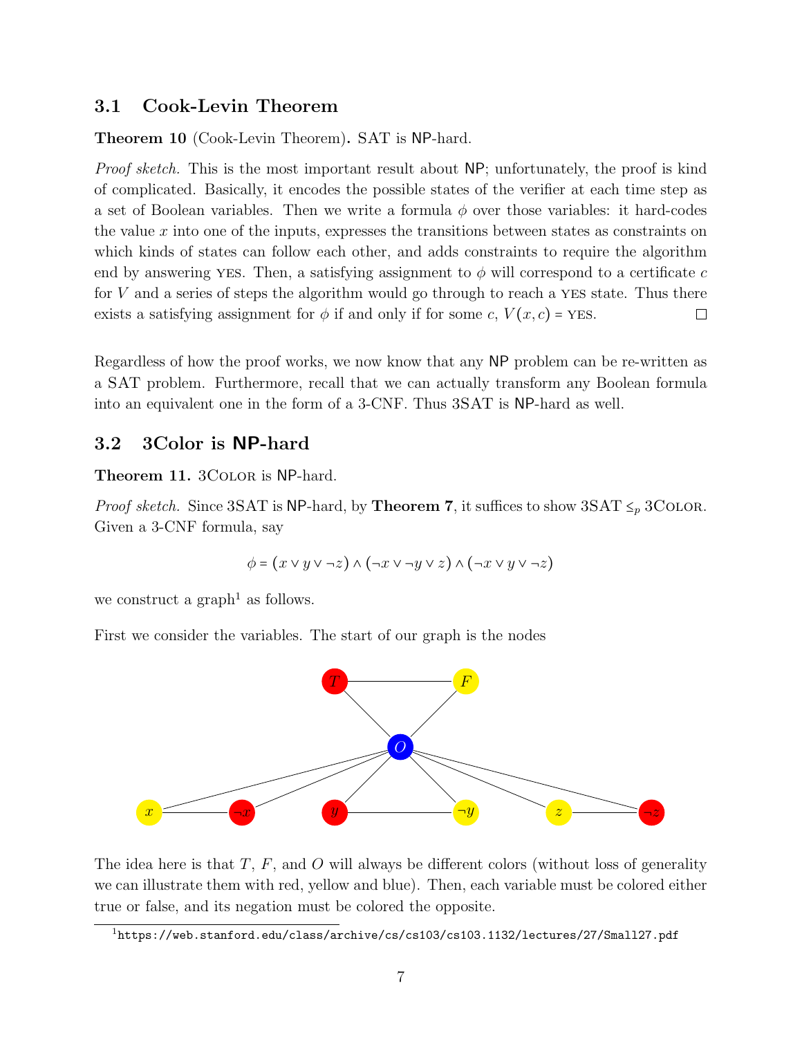## 3.1 Cook-Levin Theorem

**Theorem 10** (Cook-Levin Theorem)**.** SAT is NP-hard.

*Proof sketch.* This is the most important result about NP; unfortunately, the proof is kind of complicated. Basically, it encodes the possible states of the verifier at each time step as a set of Boolean variables. Then we write a formula $\phi$ over those variables: it hard-codes the value $x$ into one of the inputs, expresses the transitions between states as constraints on which kinds of states can follow each other, and adds constraints to require the algorithm end by answering YES. Then, a satisfying assignment to $\phi$ will correspond to a certificate $c$ for $V$ and a series of steps the algorithm would go through to reach a YES state. Thus there exists a satisfying assignment for $\phi$ if and only if for some $c$, $V(x,c) = \text{YES}$. □

Regardless of how the proof works, we now know that any NP problem can be re-written as a SAT problem. Furthermore, recall that we can actually transform any Boolean formula into an equivalent one in the form of a 3-CNF. Thus 3SAT is NP-hard as well.

## 3.2 3Color is NP-hard

**Theorem 11.** 3COLOR is NP-hard.

*Proof sketch.* Since 3SAT is NP-hard, by **Theorem 7**, it suffices to show 3SAT $\leq_p$ 3COLOR. Given a 3-CNF formula, say

$$\phi = (x \vee y \vee \neg z) \wedge (\neg x \vee \neg y \vee z) \wedge (\neg x \vee y \vee \neg z)$$

we construct a graph[1] as follows.

First we consider the variables. The start of our graph is the nodes

The idea here is that $T$, $F$, and $O$ will always be different colors (without loss of generality we can illustrate them with red, yellow and blue). Then, each variable must be colored either true or false, and its negation must be colored the opposite.

[1] https://web.stanford.edu/class/archive/cs/cs103/cs103.1132/lectures/27/Small27.pdf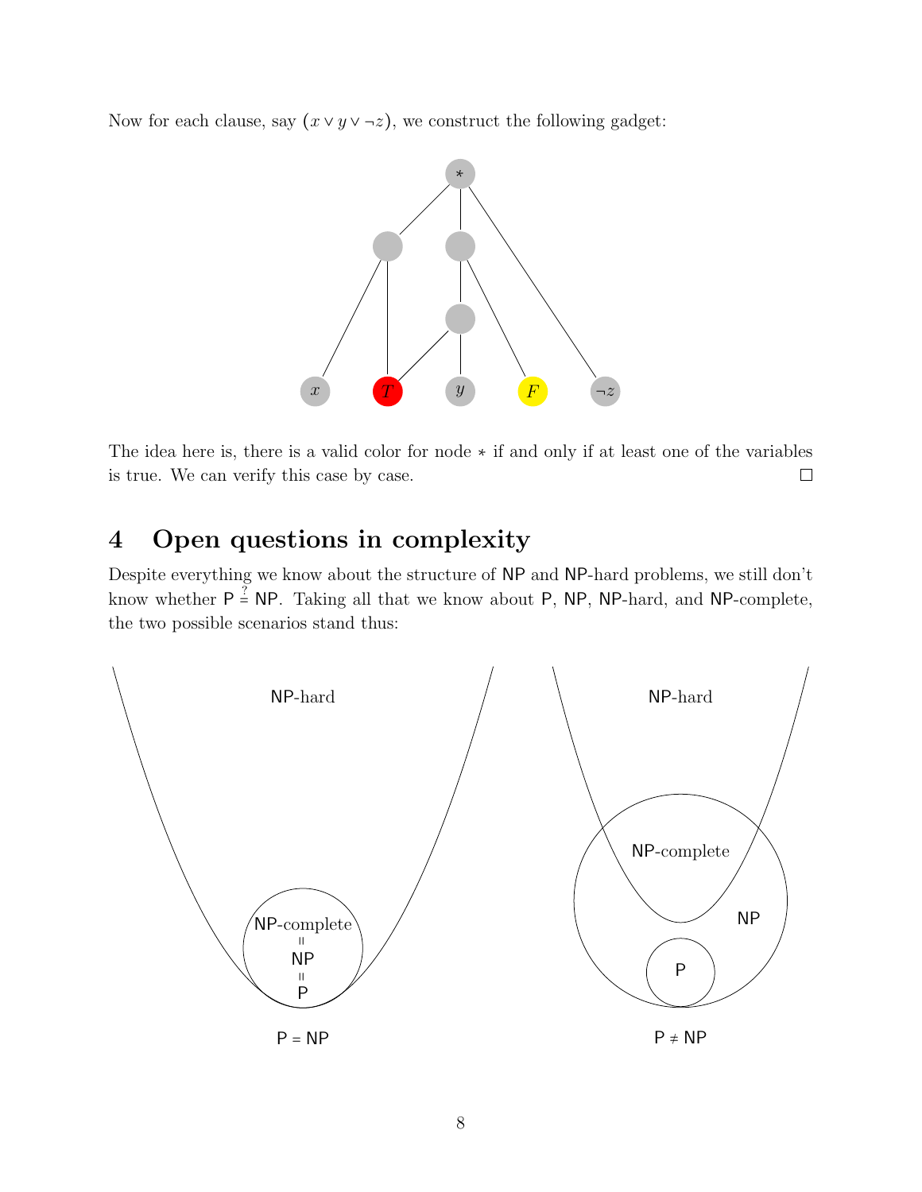Now for each clause, say $(x \vee y \vee \neg z)$, we construct the following gadget:

The idea here is, there is a valid color for node $*$ if and only if at least one of the variables is true. We can verify this case by case. □

## 4 Open questions in complexity

Despite everything we know about the structure of NP and NP-hard problems, we still don't know whether $\mathsf{P} \stackrel{?}{=} \mathsf{NP}$. Taking all that we know about P, NP, NP-hard, and NP-complete, the two possible scenarios stand thus: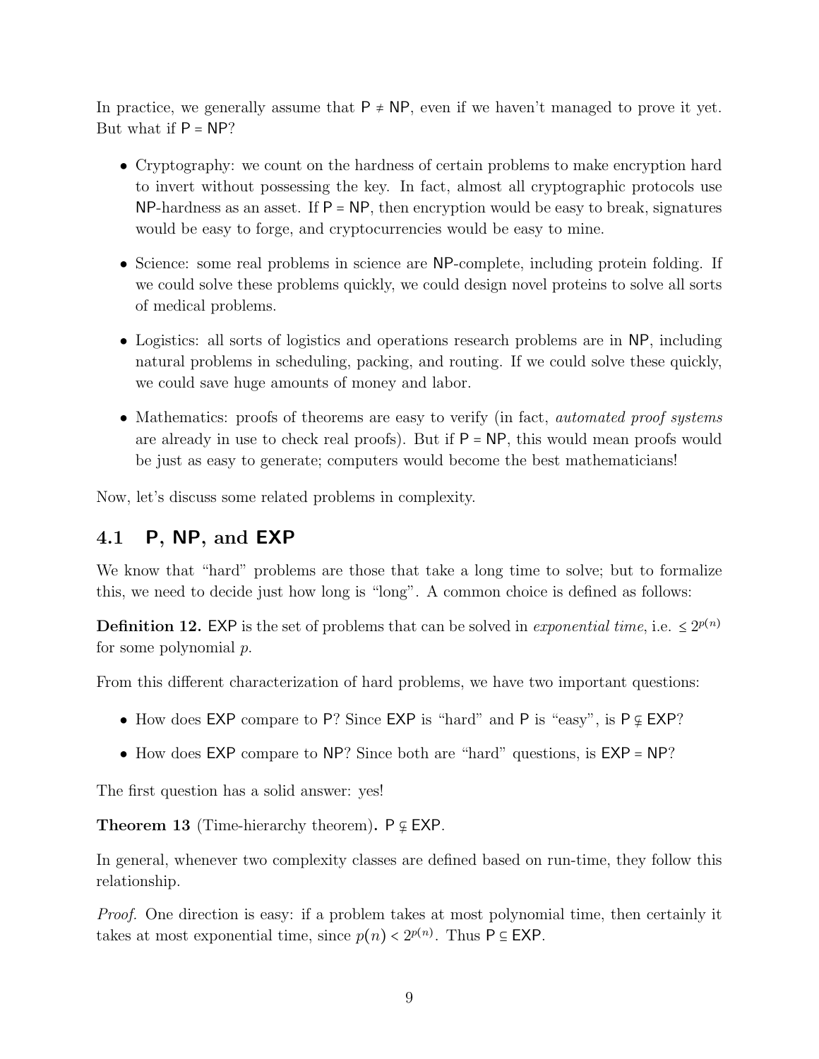In practice, we generally assume that $\mathsf{P} \neq \mathsf{NP}$, even if we haven't managed to prove it yet. But what if $\mathsf{P} = \mathsf{NP}$?

- Cryptography: we count on the hardness of certain problems to make encryption hard to invert without possessing the key. In fact, almost all cryptographic protocols use $\mathsf{NP}$-hardness as an asset. If $\mathsf{P} = \mathsf{NP}$, then encryption would be easy to break, signatures would be easy to forge, and cryptocurrencies would be easy to mine.
- Science: some real problems in science are $\mathsf{NP}$-complete, including protein folding. If we could solve these problems quickly, we could design novel proteins to solve all sorts of medical problems.
- Logistics: all sorts of logistics and operations research problems are in $\mathsf{NP}$, including natural problems in scheduling, packing, and routing. If we could solve these quickly, we could save huge amounts of money and labor.
- Mathematics: proofs of theorems are easy to verify (in fact, *automated proof systems* are already in use to check real proofs). But if $\mathsf{P} = \mathsf{NP}$, this would mean proofs would be just as easy to generate; computers would become the best mathematicians!

Now, let's discuss some related problems in complexity.

## 4.1 P, NP, and EXP

We know that "hard" problems are those that take a long time to solve; but to formalize this, we need to decide just how long is "long". A common choice is defined as follows:

**Definition 12.** $\mathsf{EXP}$ is the set of problems that can be solved in *exponential time*, i.e. $\leq 2^{p(n)}$ for some polynomial $p$.

From this different characterization of hard problems, we have two important questions:

- How does $\mathsf{EXP}$ compare to $\mathsf{P}$? Since $\mathsf{EXP}$ is "hard" and $\mathsf{P}$ is "easy", is $\mathsf{P} \subsetneq \mathsf{EXP}$?
- How does $\mathsf{EXP}$ compare to $\mathsf{NP}$? Since both are "hard" questions, is $\mathsf{EXP} = \mathsf{NP}$?

The first question has a solid answer: yes!

**Theorem 13** (Time-hierarchy theorem)**.** $\mathsf{P} \subsetneq \mathsf{EXP}$.

In general, whenever two complexity classes are defined based on run-time, they follow this relationship.

*Proof.* One direction is easy: if a problem takes at most polynomial time, then certainly it takes at most exponential time, since $p(n) < 2^{p(n)}$. Thus $\mathsf{P} \subseteq \mathsf{EXP}$.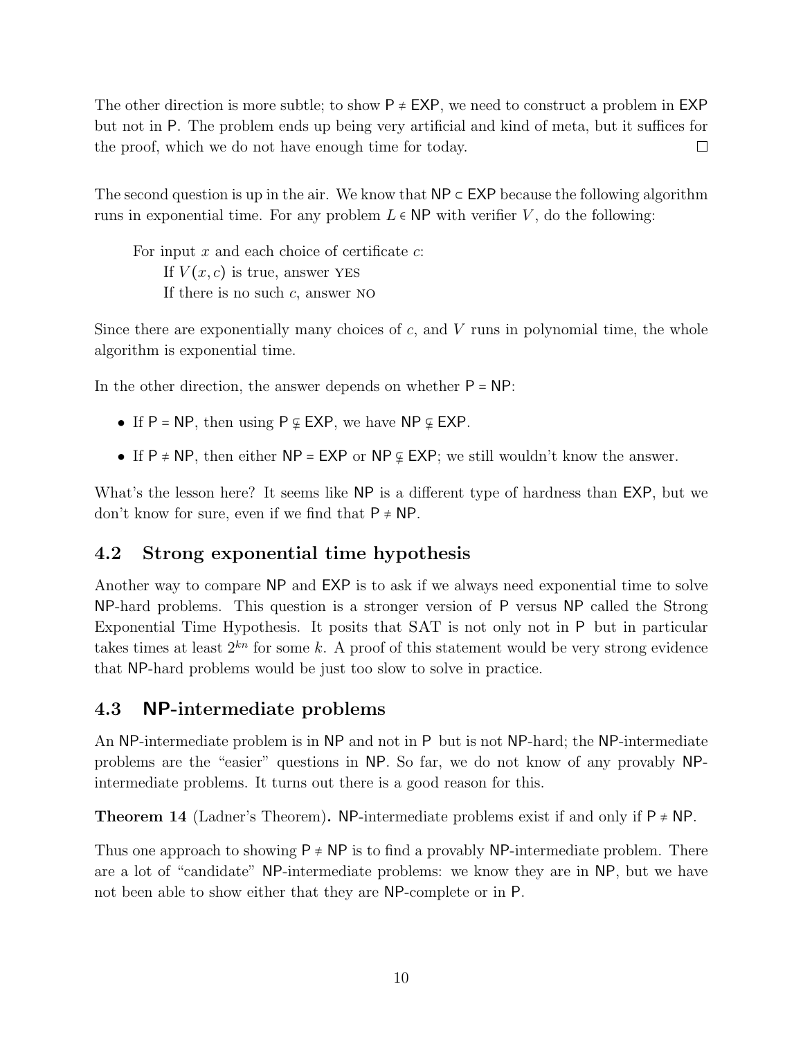The other direction is more subtle; to show $\mathsf{P} \neq \mathsf{EXP}$, we need to construct a problem in $\mathsf{EXP}$ but not in $\mathsf{P}$. The problem ends up being very artificial and kind of meta, but it suffices for the proof, which we do not have enough time for today. □

The second question is up in the air. We know that $\mathsf{NP} \subset \mathsf{EXP}$ because the following algorithm runs in exponential time. For any problem $L \in \mathsf{NP}$ with verifier $V$, do the following:

> For input $x$ and each choice of certificate $c$:
> 
> If $V(x, c)$ is true, answer YES
> 
> If there is no such $c$, answer NO

Since there are exponentially many choices of $c$, and $V$ runs in polynomial time, the whole algorithm is exponential time.

In the other direction, the answer depends on whether $\mathsf{P} = \mathsf{NP}$:

- If $\mathsf{P} = \mathsf{NP}$, then using $\mathsf{P} \subsetneq \mathsf{EXP}$, we have $\mathsf{NP} \subsetneq \mathsf{EXP}$.
- If $\mathsf{P} \neq \mathsf{NP}$, then either $\mathsf{NP} = \mathsf{EXP}$ or $\mathsf{NP} \subsetneq \mathsf{EXP}$; we still wouldn't know the answer.

What's the lesson here? It seems like $\mathsf{NP}$ is a different type of hardness than $\mathsf{EXP}$, but we don't know for sure, even if we find that $\mathsf{P} \neq \mathsf{NP}$.

## 4.2 Strong exponential time hypothesis

Another way to compare $\mathsf{NP}$ and $\mathsf{EXP}$ is to ask if we always need exponential time to solve $\mathsf{NP}$-hard problems. This question is a stronger version of $\mathsf{P}$ versus $\mathsf{NP}$ called the Strong Exponential Time Hypothesis. It posits that SAT is not only not in $\mathsf{P}$ but in particular takes times at least $2^{kn}$ for some $k$. A proof of this statement would be very strong evidence that $\mathsf{NP}$-hard problems would be just too slow to solve in practice.

## 4.3 NP-intermediate problems

An $\mathsf{NP}$-intermediate problem is in $\mathsf{NP}$ and not in $\mathsf{P}$ but is not $\mathsf{NP}$-hard; the $\mathsf{NP}$-intermediate problems are the "easier" questions in $\mathsf{NP}$. So far, we do not know of any provably $\mathsf{NP}$-intermediate problems. It turns out there is a good reason for this.

**Theorem 14** (Ladner's Theorem)**.** $\mathsf{NP}$-intermediate problems exist if and only if $\mathsf{P} \neq \mathsf{NP}$.

Thus one approach to showing $\mathsf{P} \neq \mathsf{NP}$ is to find a provably $\mathsf{NP}$-intermediate problem. There are a lot of "candidate" $\mathsf{NP}$-intermediate problems: we know they are in $\mathsf{NP}$, but we have not been able to show either that they are $\mathsf{NP}$-complete or in $\mathsf{P}$.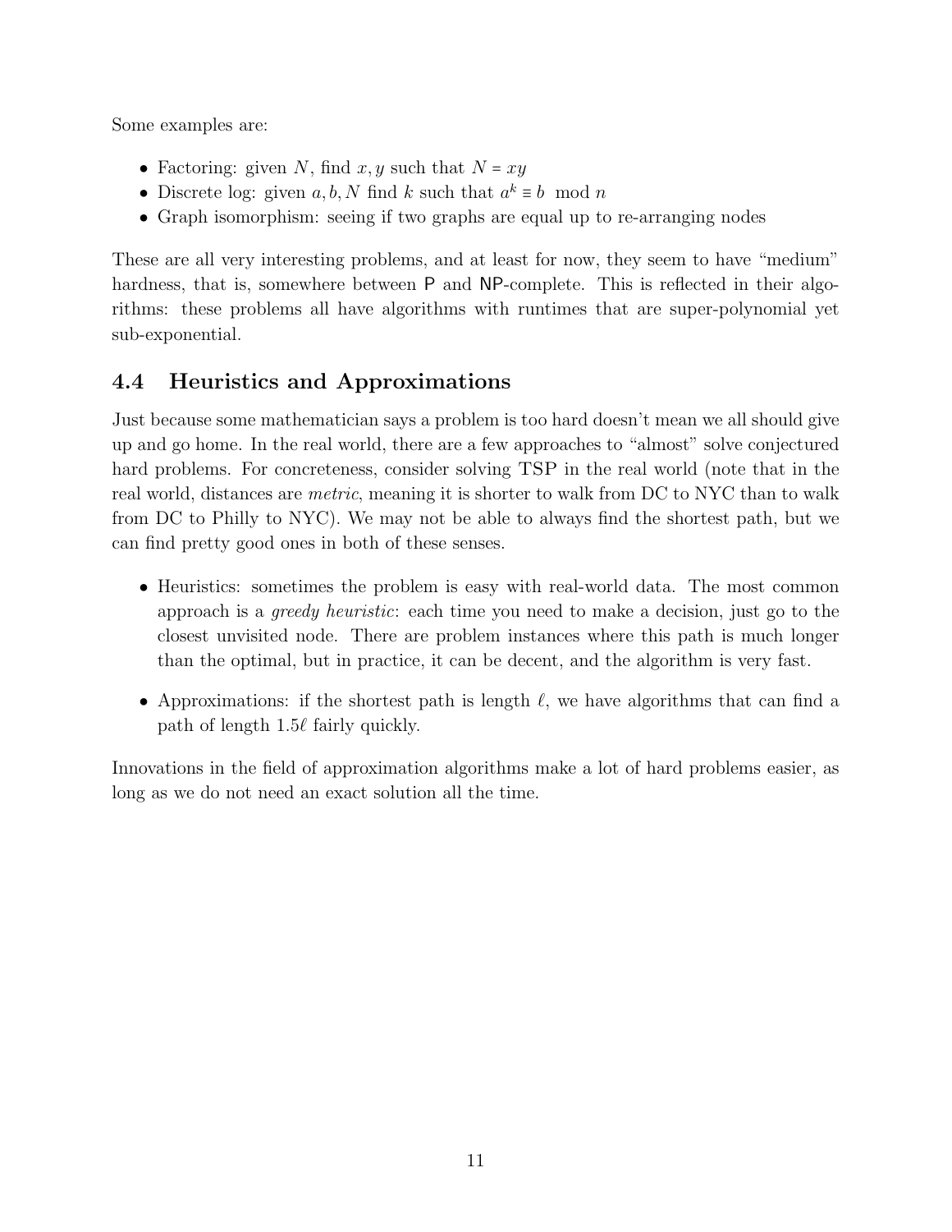Some examples are:

- Factoring: given $N$, find $x, y$ such that $N = xy$
- Discrete log: given $a, b, N$ find $k$ such that $a^k \equiv b \mod n$
- Graph isomorphism: seeing if two graphs are equal up to re-arranging nodes

These are all very interesting problems, and at least for now, they seem to have "medium" hardness, that is, somewhere between P and NP-complete. This is reflected in their algorithms: these problems all have algorithms with runtimes that are super-polynomial yet sub-exponential.

## 4.4 Heuristics and Approximations

Just because some mathematician says a problem is too hard doesn't mean we all should give up and go home. In the real world, there are a few approaches to "almost" solve conjectured hard problems. For concreteness, consider solving TSP in the real world (note that in the real world, distances are *metric*, meaning it is shorter to walk from DC to NYC than to walk from DC to Philly to NYC). We may not be able to always find the shortest path, but we can find pretty good ones in both of these senses.

- Heuristics: sometimes the problem is easy with real-world data. The most common approach is a *greedy heuristic*: each time you need to make a decision, just go to the closest unvisited node. There are problem instances where this path is much longer than the optimal, but in practice, it can be decent, and the algorithm is very fast.
- Approximations: if the shortest path is length $\ell$, we have algorithms that can find a path of length $1.5\ell$ fairly quickly.

Innovations in the field of approximation algorithms make a lot of hard problems easier, as long as we do not need an exact solution all the time.